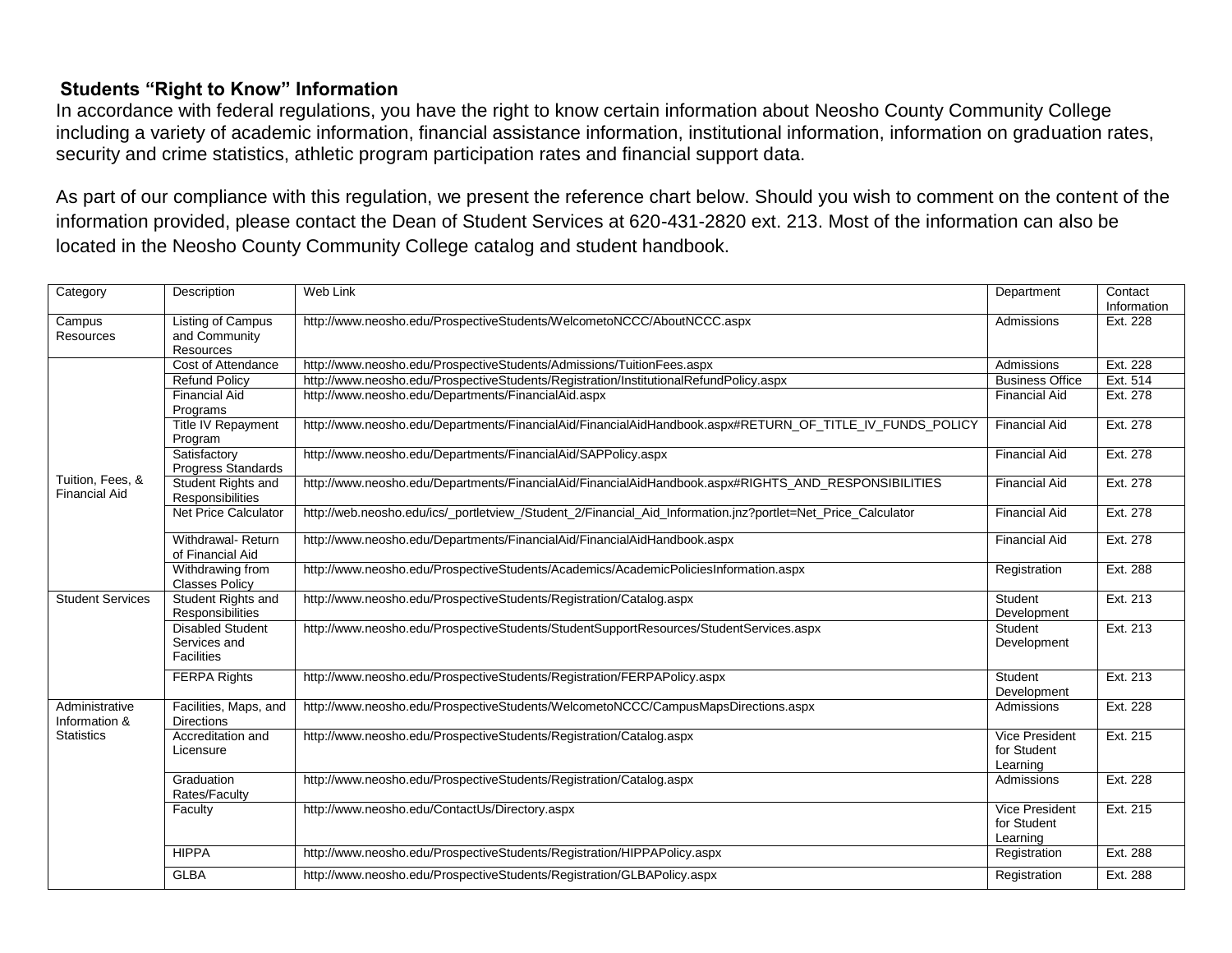**Students "Right to Know" Information**

In accordance with federal regulations, you have the right to know certain information about Neosho County Community College including a variety of academic information, financial assistance information, institutional information, information on graduation rates, security and crime statistics, athletic program participation rates and financial support data.

As part of our compliance with this regulation, we present the reference chart below. Should you wish to comment on the content of the information provided, please contact the Dean of Student Services at 620-431-2820 ext. 213. Most of the information can also be located in the Neosho County Community College catalog and student handbook.

| Category | Description | Web Link | Department | Contact Information |
|---|---|---|---|---|
| Campus Resources | Listing of Campus and Community Resources | http://www.neosho.edu/ProspectiveStudents/WelcometoNCCC/AboutNCCC.aspx | Admissions | Ext. 228 |
| Tuition, Fees, & Financial Aid | Cost of Attendance | http://www.neosho.edu/ProspectiveStudents/Admissions/TuitionFees.aspx | Admissions | Ext. 228 |
| | Refund Policy | http://www.neosho.edu/ProspectiveStudents/Registration/InstitutionalRefundPolicy.aspx | Business Office | Ext. 514 |
| | Financial Aid Programs | http://www.neosho.edu/Departments/FinancialAid.aspx | Financial Aid | Ext. 278 |
| | Title IV Repayment Program | http://www.neosho.edu/Departments/FinancialAid/FinancialAidHandbook.aspx#RETURN_OF_TITLE_IV_FUNDS_POLICY | Financial Aid | Ext. 278 |
| | Satisfactory Progress Standards | http://www.neosho.edu/Departments/FinancialAid/SAPPolicy.aspx | Financial Aid | Ext. 278 |
| | Student Rights and Responsibilities | http://www.neosho.edu/Departments/FinancialAid/FinancialAidHandbook.aspx#RIGHTS_AND_RESPONSIBILITIES | Financial Aid | Ext. 278 |
| | Net Price Calculator | http://web.neosho.edu/ics/_portletview_/Student_2/Financial_Aid_Information.jnz?portlet=Net_Price_Calculator | Financial Aid | Ext. 278 |
| | Withdrawal- Return of Financial Aid | http://www.neosho.edu/Departments/FinancialAid/FinancialAidHandbook.aspx | Financial Aid | Ext. 278 |
| | Withdrawing from Classes Policy | http://www.neosho.edu/ProspectiveStudents/Academics/AcademicPoliciesInformation.aspx | Registration | Ext. 288 |
| Student Services | Student Rights and Responsibilities | http://www.neosho.edu/ProspectiveStudents/Registration/Catalog.aspx | Student Development | Ext. 213 |
| | Disabled Student Services and Facilities | http://www.neosho.edu/ProspectiveStudents/StudentSupportResources/StudentServices.aspx | Student Development | Ext. 213 |
| | FERPA Rights | http://www.neosho.edu/ProspectiveStudents/Registration/FERPAPolicy.aspx | Student Development | Ext. 213 |
| Administrative Information & Statistics | Facilities, Maps, and Directions | http://www.neosho.edu/ProspectiveStudents/WelcometoNCCC/CampusMapsDirections.aspx | Admissions | Ext. 228 |
| | Accreditation and Licensure | http://www.neosho.edu/ProspectiveStudents/Registration/Catalog.aspx | Vice President for Student Learning | Ext. 215 |
| | Graduation Rates/Faculty | http://www.neosho.edu/ProspectiveStudents/Registration/Catalog.aspx | Admissions | Ext. 228 |
| | Faculty | http://www.neosho.edu/ContactUs/Directory.aspx | Vice President for Student Learning | Ext. 215 |
| | HIPPA | http://www.neosho.edu/ProspectiveStudents/Registration/HIPPAPolicy.aspx | Registration | Ext. 288 |
| | GLBA | http://www.neosho.edu/ProspectiveStudents/Registration/GLBAPolicy.aspx | Registration | Ext. 288 |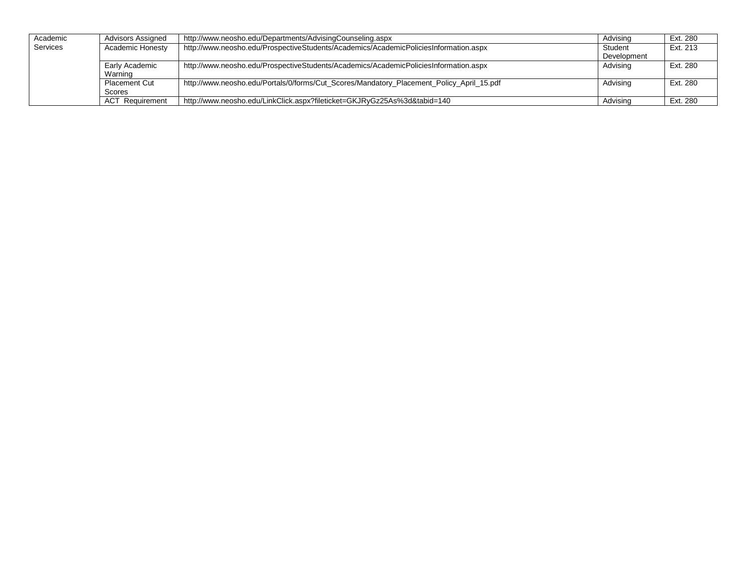| | | | | |
|---|---|---|---|---|
| Academic Services | Advisors Assigned | http://www.neosho.edu/Departments/AdvisingCounseling.aspx | Advising | Ext. 280 |
| | Academic Honesty | http://www.neosho.edu/ProspectiveStudents/Academics/AcademicPoliciesInformation.aspx | Student Development | Ext. 213 |
| | Early Academic Warning | http://www.neosho.edu/ProspectiveStudents/Academics/AcademicPoliciesInformation.aspx | Advising | Ext. 280 |
| | Placement Cut Scores | http://www.neosho.edu/Portals/0/forms/Cut_Scores/Mandatory_Placement_Policy_April_15.pdf | Advising | Ext. 280 |
| | ACT Requirement | http://www.neosho.edu/LinkClick.aspx?fileticket=GKJRyGz25As%3d&tabid=140 | Advising | Ext. 280 |